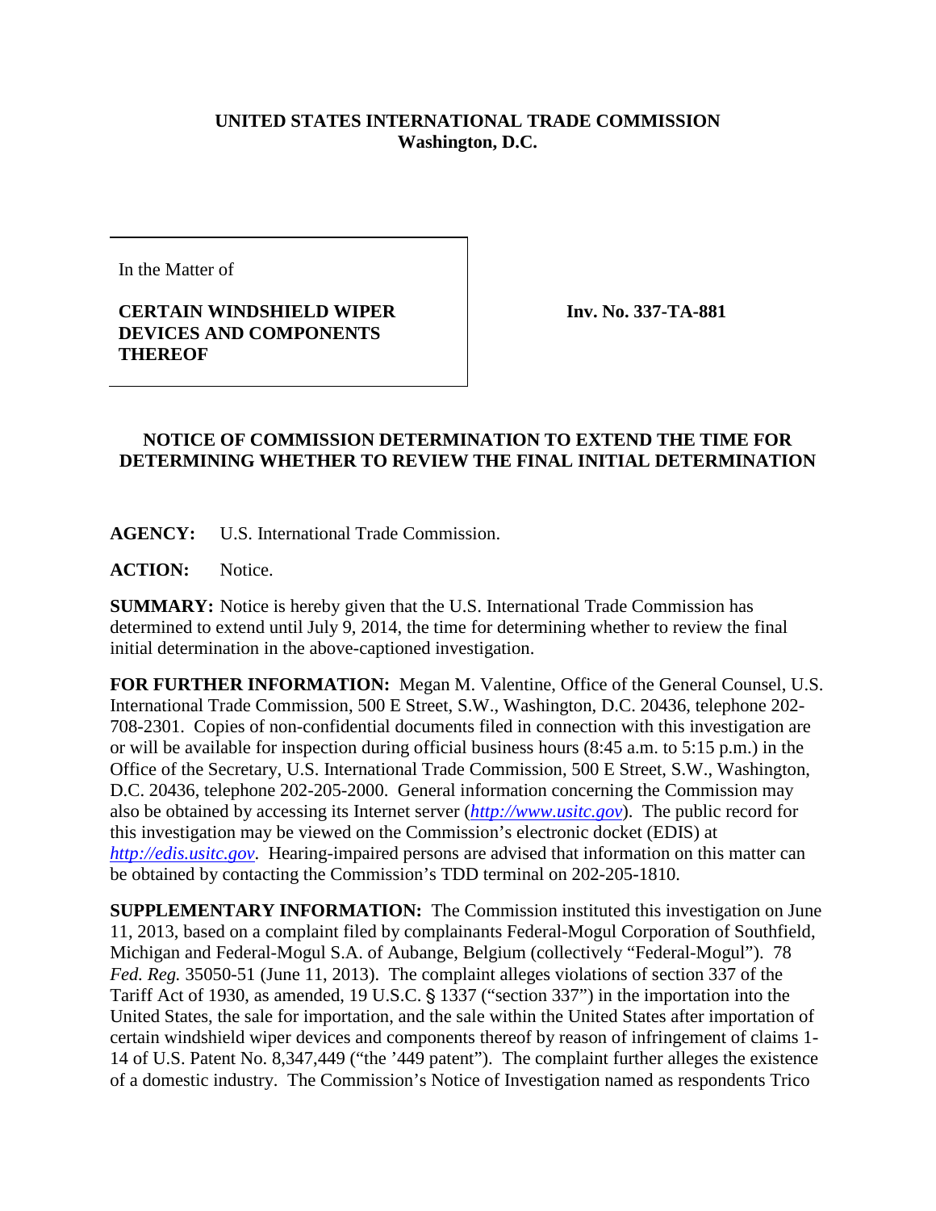**UNITED STATES INTERNATIONAL TRADE COMMISSION**
**Washington, D.C.**

In the Matter of

**CERTAIN WINDSHIELD WIPER DEVICES AND COMPONENTS THEREOF**

**Inv. No. 337-TA-881**

## NOTICE OF COMMISSION DETERMINATION TO EXTEND THE TIME FOR DETERMINING WHETHER TO REVIEW THE FINAL INITIAL DETERMINATION

**AGENCY:** U.S. International Trade Commission.

**ACTION:** Notice.

**SUMMARY:** Notice is hereby given that the U.S. International Trade Commission has determined to extend until July 9, 2014, the time for determining whether to review the final initial determination in the above-captioned investigation.

**FOR FURTHER INFORMATION:** Megan M. Valentine, Office of the General Counsel, U.S. International Trade Commission, 500 E Street, S.W., Washington, D.C. 20436, telephone 202-708-2301. Copies of non-confidential documents filed in connection with this investigation are or will be available for inspection during official business hours (8:45 a.m. to 5:15 p.m.) in the Office of the Secretary, U.S. International Trade Commission, 500 E Street, S.W., Washington, D.C. 20436, telephone 202-205-2000. General information concerning the Commission may also be obtained by accessing its Internet server (*http://www.usitc.gov*). The public record for this investigation may be viewed on the Commission's electronic docket (EDIS) at *http://edis.usitc.gov*. Hearing-impaired persons are advised that information on this matter can be obtained by contacting the Commission's TDD terminal on 202-205-1810.

**SUPPLEMENTARY INFORMATION:** The Commission instituted this investigation on June 11, 2013, based on a complaint filed by complainants Federal-Mogul Corporation of Southfield, Michigan and Federal-Mogul S.A. of Aubange, Belgium (collectively "Federal-Mogul"). 78 *Fed. Reg.* 35050-51 (June 11, 2013). The complaint alleges violations of section 337 of the Tariff Act of 1930, as amended, 19 U.S.C. § 1337 ("section 337") in the importation into the United States, the sale for importation, and the sale within the United States after importation of certain windshield wiper devices and components thereof by reason of infringement of claims 1-14 of U.S. Patent No. 8,347,449 ("the '449 patent"). The complaint further alleges the existence of a domestic industry. The Commission's Notice of Investigation named as respondents Trico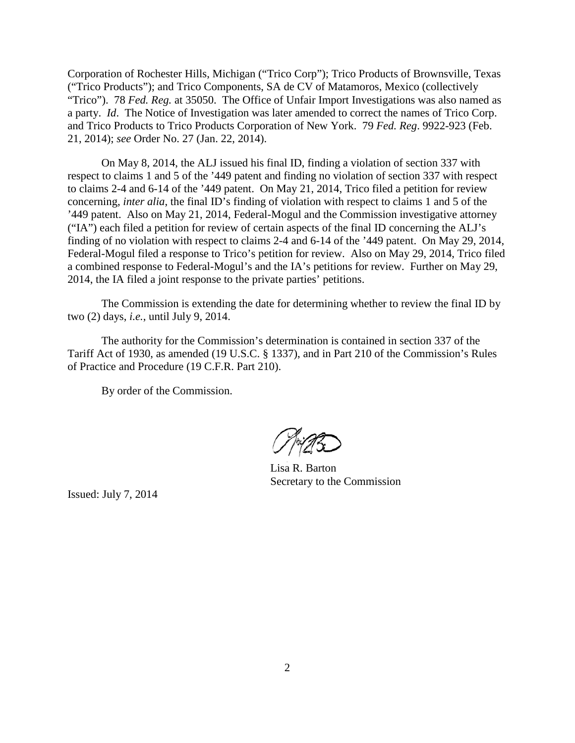Corporation of Rochester Hills, Michigan ("Trico Corp"); Trico Products of Brownsville, Texas ("Trico Products"); and Trico Components, SA de CV of Matamoros, Mexico (collectively "Trico"). 78 *Fed. Reg.* at 35050. The Office of Unfair Import Investigations was also named as a party. *Id*. The Notice of Investigation was later amended to correct the names of Trico Corp. and Trico Products to Trico Products Corporation of New York. 79 *Fed. Reg*. 9922-923 (Feb. 21, 2014); *see* Order No. 27 (Jan. 22, 2014).

On May 8, 2014, the ALJ issued his final ID, finding a violation of section 337 with respect to claims 1 and 5 of the '449 patent and finding no violation of section 337 with respect to claims 2-4 and 6-14 of the '449 patent. On May 21, 2014, Trico filed a petition for review concerning, *inter alia*, the final ID's finding of violation with respect to claims 1 and 5 of the '449 patent. Also on May 21, 2014, Federal-Mogul and the Commission investigative attorney ("IA") each filed a petition for review of certain aspects of the final ID concerning the ALJ's finding of no violation with respect to claims 2-4 and 6-14 of the '449 patent. On May 29, 2014, Federal-Mogul filed a response to Trico's petition for review. Also on May 29, 2014, Trico filed a combined response to Federal-Mogul's and the IA's petitions for review. Further on May 29, 2014, the IA filed a joint response to the private parties' petitions.

The Commission is extending the date for determining whether to review the final ID by two (2) days, *i.e.*, until July 9, 2014.

The authority for the Commission's determination is contained in section 337 of the Tariff Act of 1930, as amended (19 U.S.C. § 1337), and in Part 210 of the Commission's Rules of Practice and Procedure (19 C.F.R. Part 210).

By order of the Commission.

Lisa R. Barton
Secretary to the Commission

Issued: July 7, 2014